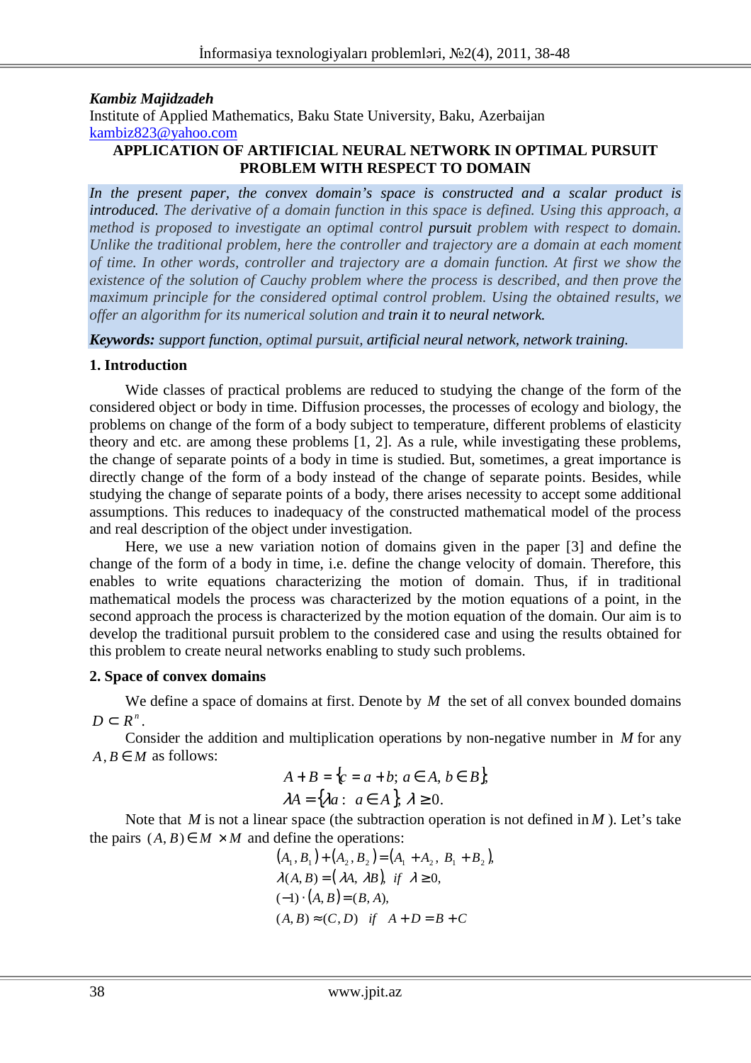***Kambiz Majidzadeh***

Institute of Applied Mathematics, Baku State University, Baku, Azerbaijan
kambiz823@yahoo.com

## APPLICATION OF ARTIFICIAL NEURAL NETWORK IN OPTIMAL PURSUIT PROBLEM WITH RESPECT TO DOMAIN

*In the present paper, the convex domain's space is constructed and a scalar product is introduced. The derivative of a domain function in this space is defined. Using this approach, a method is proposed to investigate an optimal control pursuit problem with respect to domain. Unlike the traditional problem, here the controller and trajectory are a domain at each moment of time. In other words, controller and trajectory are a domain function. At first we show the existence of the solution of Cauchy problem where the process is described, and then prove the maximum principle for the considered optimal control problem. Using the obtained results, we offer an algorithm for its numerical solution and train it to neural network.*

***Keywords:*** *support function, optimal pursuit, artificial neural network, network training.*

### 1. Introduction

Wide classes of practical problems are reduced to studying the change of the form of the considered object or body in time. Diffusion processes, the processes of ecology and biology, the problems on change of the form of a body subject to temperature, different problems of elasticity theory and etc. are among these problems [1, 2]. As a rule, while investigating these problems, the change of separate points of a body in time is studied. But, sometimes, a great importance is directly change of the form of a body instead of the change of separate points. Besides, while studying the change of separate points of a body, there arises necessity to accept some additional assumptions. This reduces to inadequacy of the constructed mathematical model of the process and real description of the object under investigation.

Here, we use a new variation notion of domains given in the paper [3] and define the change of the form of a body in time, i.e. define the change velocity of domain. Therefore, this enables to write equations characterizing the motion of domain. Thus, if in traditional mathematical models the process was characterized by the motion equations of a point, in the second approach the process is characterized by the motion equation of the domain. Our aim is to develop the traditional pursuit problem to the considered case and using the results obtained for this problem to create neural networks enabling to study such problems.

### 2. Space of convex domains

We define a space of domains at first. Denote by $M$ the set of all convex bounded domains $D \subset R^n$.

Consider the addition and multiplication operations by non-negative number in $M$ for any $A, B \in M$ as follows:

$$A + B = \{c = a + b;\ a \in A,\ b \in B\},$$
$$\lambda A = \{\lambda a:\ a \in A\},\ \lambda \geq 0.$$

Note that $M$ is not a linear space (the subtraction operation is not defined in $M$). Let's take the pairs $(A, B) \in M \times M$ and define the operations:

$$(A_1, B_1) + (A_2, B_2) = (A_1 + A_2,\ B_1 + B_2),$$
$$\lambda(A, B) = (\lambda A,\ \lambda B),\ \ if\ \ \lambda \geq 0,$$
$$(-1) \cdot (A, B) = (B, A),$$
$$(A, B) \approx (C, D)\ \ \ if\ \ \ A + D = B + C$$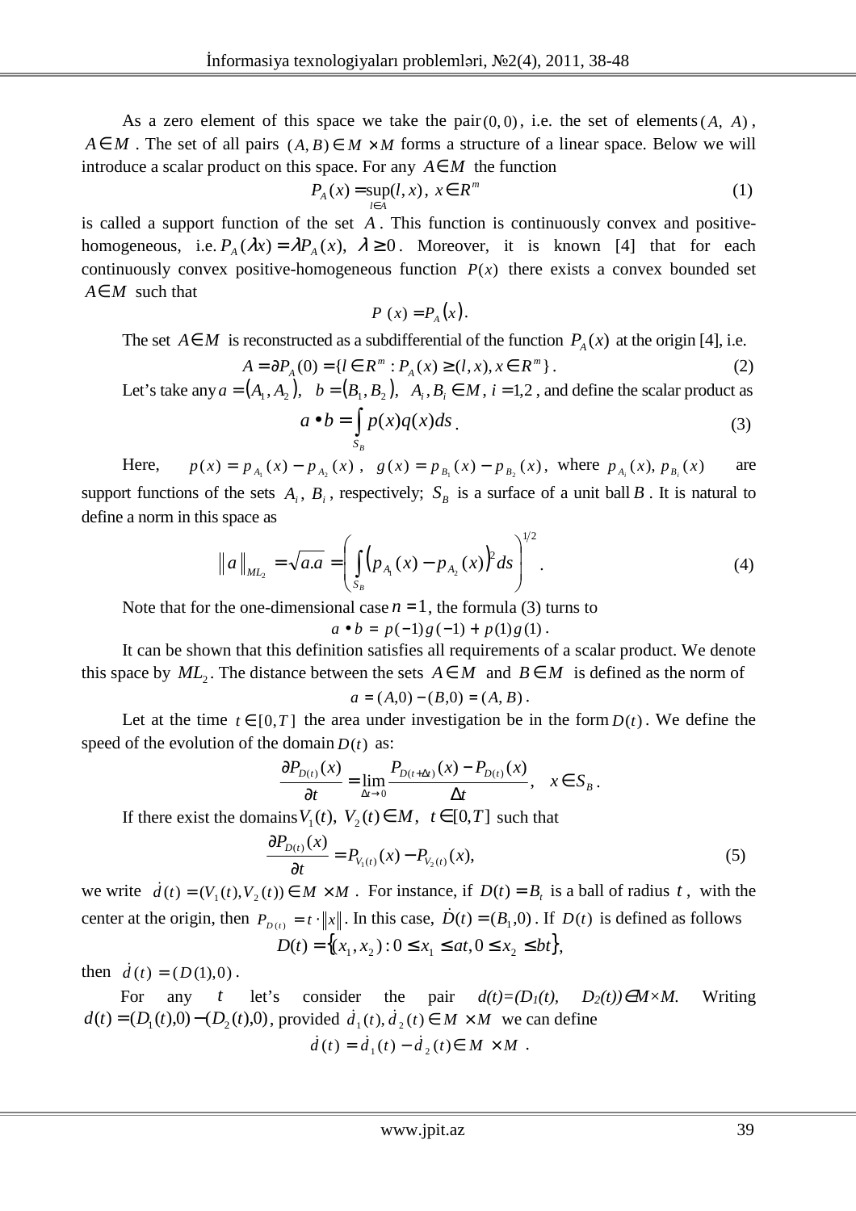As a zero element of this space we take the pair $(0,0)$, i.e. the set of elements $(A, A)$, $A \in M$. The set of all pairs $(A, B) \in M \times M$ forms a structure of a linear space. Below we will introduce a scalar product on this space. For any $A \in M$ the function

$$P_A(x) = \sup_{l \in A}(l, x),\ x \in R^m \tag{1}$$

is called a support function of the set $A$. This function is continuously convex and positive-homogeneous, i.e. $P_A(\lambda x) = \lambda P_A(x),\ \lambda \geq 0$. Moreover, it is known [4] that for each continuously convex positive-homogeneous function $P(x)$ there exists a convex bounded set $A \in M$ such that

$$P(x) = P_A(x).$$

The set $A \in M$ is reconstructed as a subdifferential of the function $P_A(x)$ at the origin [4], i.e.

$$A = \partial P_A(0) = \{l \in R^m : P_A(x) \geq (l, x), x \in R^m\}. \tag{2}$$

Let's take any $a = (A_1, A_2),\ \ b = (B_1, B_2),\ \ A_i, B_i \in M,\ i = 1,2$, and define the scalar product as

$$a \bullet b = \int_{S_B} p(x) q(x) ds. \tag{3}$$

Here, $p(x) = p_{A_1}(x) - p_{A_2}(x)$, $g(x) = p_{B_1}(x) - p_{B_2}(x)$, where $p_{A_i}(x),\ p_{B_i}(x)$ are support functions of the sets $A_i,\ B_i$, respectively; $S_B$ is a surface of a unit ball $B$. It is natural to define a norm in this space as

$$\|a\|_{ML_2} = \sqrt{a.a} = \left( \int_{S_B} \left(p_{A_1}(x) - p_{A_2}(x)\right)^2 ds \right)^{1/2}. \tag{4}$$

Note that for the one-dimensional case $n = 1$, the formula (3) turns to

$$a \bullet b = p(-1)g(-1) + p(1)g(1).$$

It can be shown that this definition satisfies all requirements of a scalar product. We denote this space by $ML_2$. The distance between the sets $A \in M$ and $B \in M$ is defined as the norm of

$$a = (A, 0) - (B, 0) = (A, B).$$

Let at the time $t \in [0, T]$ the area under investigation be in the form $D(t)$. We define the speed of the evolution of the domain $D(t)$ as:

$$\frac{\partial P_{D(t)}(x)}{\partial t} = \lim_{\Delta t \to 0} \frac{P_{D(t+\Delta t)}(x) - P_{D(t)}(x)}{\Delta t},\quad x \in S_B.$$

If there exist the domains $V_1(t),\ V_2(t) \in M,\ \ t \in [0, T]$ such that

$$\frac{\partial P_{D(t)}(x)}{\partial t} = P_{V_1(t)}(x) - P_{V_2(t)}(x), \tag{5}$$

we write $\dot{d}(t) = (V_1(t), V_2(t)) \in M \times M$. For instance, if $D(t) = B_t$ is a ball of radius $t$, with the center at the origin, then $P_{D(t)} = t \cdot \|x\|$. In this case, $\dot{D}(t) = (B_1, 0)$. If $D(t)$ is defined as follows

$$D(t) = \{(x_1, x_2) : 0 \leq x_1 \leq at, 0 \leq x_2 \leq bt\},$$

then $\dot{d}(t) = (D(1), 0)$.

For any $t$ let's consider the pair $d(t) = (D_1(t), D_2(t)) \in M \times M$. Writing $d(t) = (D_1(t), 0) - (D_2(t), 0)$, provided $\dot{d}_1(t), \dot{d}_2(t) \in M \times M$ we can define

$$\dot{d}(t) = \dot{d}_1(t) - \dot{d}_2(t) \in M \times M.$$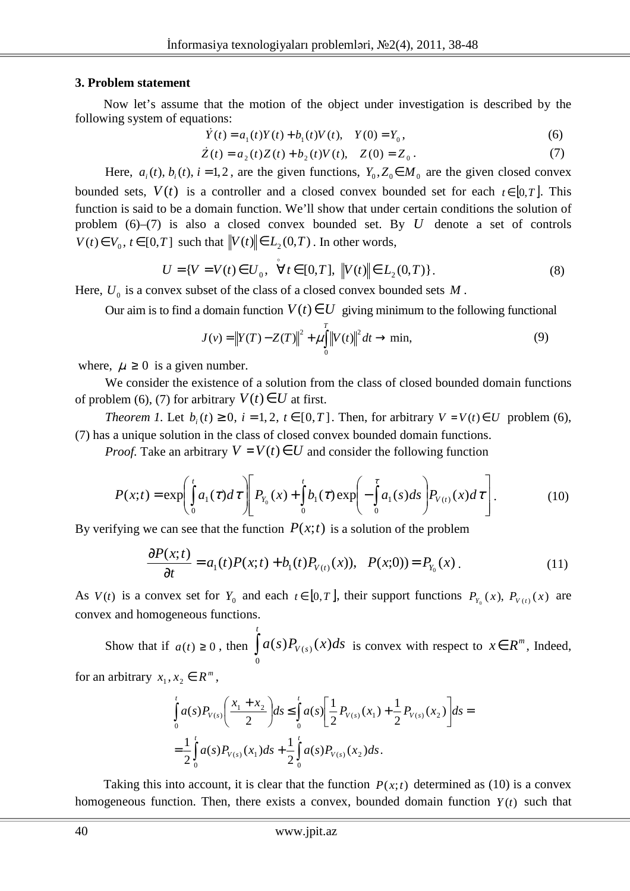### 3. Problem statement

Now let's assume that the motion of the object under investigation is described by the following system of equations:

$$\dot{Y}(t) = a_1(t)Y(t) + b_1(t)V(t), \quad Y(0) = Y_0, \tag{6}$$

$$\dot{Z}(t) = a_2(t)Z(t) + b_2(t)V(t), \quad Z(0) = Z_0. \tag{7}$$

Here, $a_i(t), b_i(t), i = 1,2$, are the given functions, $Y_0, Z_0 \in M_0$ are the given closed convex bounded sets, $V(t)$ is a controller and a closed convex bounded set for each $t \in [0,T]$. This function is said to be a domain function. We'll show that under certain conditions the solution of problem (6)–(7) is also a closed convex bounded set. By $U$ denote a set of controls $V(t) \in V_0$, $t \in [0,T]$ such that $\|V(t)\| \in L_2(0,T)$. In other words,

$$U = \{V = V(t) \in U_0, \ \overset{\circ}{\forall} t \in [0,T], \ \|V(t)\| \in L_2(0,T)\}. \tag{8}$$

Here, $U_0$ is a convex subset of the class of a closed convex bounded sets $M$.

Our aim is to find a domain function $V(t) \in U$ giving minimum to the following functional

$$J(v) = \|Y(T) - Z(T)\|^2 + \mu \int_0^T \|V(t)\|^2 dt \to \min, \tag{9}$$

where, $\mu \geq 0$ is a given number.

We consider the existence of a solution from the class of closed bounded domain functions of problem (6), (7) for arbitrary $V(t) \in U$ at first.

*Theorem 1.* Let $b_i(t) \geq 0$, $i = 1, 2$, $t \in [0,T]$. Then, for arbitrary $V = V(t) \in U$ problem (6), (7) has a unique solution in the class of closed convex bounded domain functions.

*Proof.* Take an arbitrary $V = V(t) \in U$ and consider the following function

$$P(x;t) = \exp\left(\int_0^t a_1(\tau)d\tau\right)\left[P_{Y_0}(x) + \int_0^t b_1(\tau)\exp\left(-\int_0^\tau a_1(s)ds\right)P_{V(t)}(x)d\tau\right]. \tag{10}$$

By verifying we can see that the function $P(x;t)$ is a solution of the problem

$$\frac{\partial P(x;t)}{\partial t} = a_1(t)P(x;t) + b_1(t)P_{V(t)}(x)), \quad P(x;0)) = P_{Y_0}(x). \tag{11}$$

As $V(t)$ is a convex set for $Y_0$ and each $t \in [0,T]$, their support functions $P_{Y_0}(x)$, $P_{V(t)}(x)$ are convex and homogeneous functions.

Show that if $a(t) \geq 0$, then $\int_0^t a(s)P_{V(s)}(x)ds$ is convex with respect to $x \in R^m$, Indeed, for an arbitrary $x_1, x_2 \in R^m$,

$$\int_0^t a(s)P_{V(s)}\left(\frac{x_1 + x_2}{2}\right)ds \leq \int_0^t a(s)\left[\frac{1}{2}P_{V(s)}(x_1) + \frac{1}{2}P_{V(s)}(x_2)\right]ds =$$

$$= \frac{1}{2}\int_0^t a(s)P_{V(s)}(x_1)ds + \frac{1}{2}\int_0^t a(s)P_{V(s)}(x_2)ds.$$

Taking this into account, it is clear that the function $P(x;t)$ determined as (10) is a convex homogeneous function. Then, there exists a convex, bounded domain function $Y(t)$ such that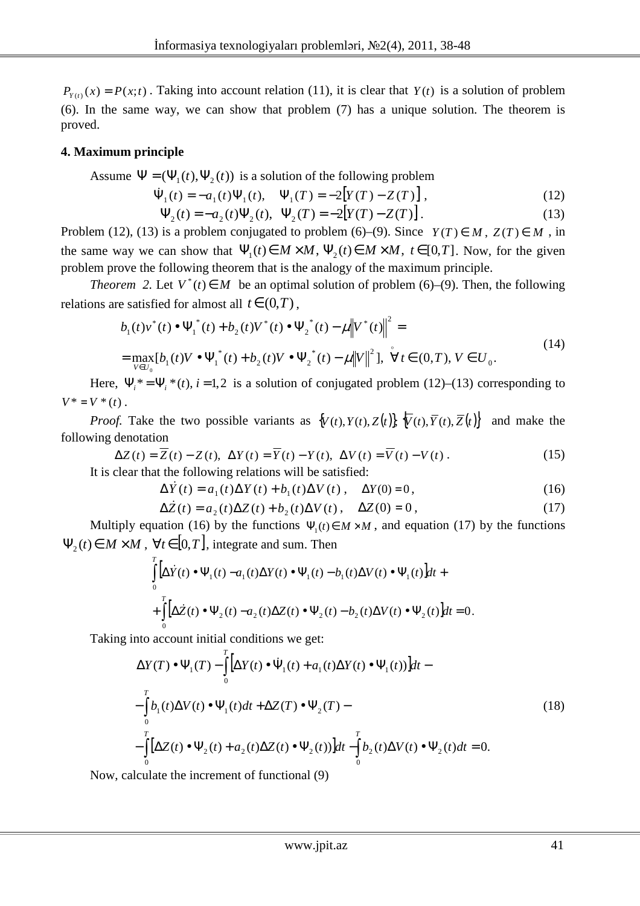$P_{Y(t)}(x) = P(x;t)$. Taking into account relation (11), it is clear that $Y(t)$ is a solution of problem (6). In the same way, we can show that problem (7) has a unique solution. The theorem is proved.

**4. Maximum principle**

Assume $\Psi = (\Psi_1(t), \Psi_2(t))$ is a solution of the following problem

$$\dot{\Psi}_1(t) = -a_1(t)\Psi_1(t), \quad \Psi_1(T) = -2\left[Y(T) - Z(T)\right], \tag{12}$$

$$\Psi_2(t) = -a_2(t)\Psi_2(t), \quad \Psi_2(T) = -2\left[Y(T) - Z(T)\right]. \tag{13}$$

Problem (12), (13) is a problem conjugated to problem (6)–(9). Since $Y(T) \in M$, $Z(T) \in M$, in the same way we can show that $\Psi_1(t) \in M \times M$, $\Psi_2(t) \in M \times M$, $t \in [0,T]$. Now, for the given problem prove the following theorem that is the analogy of the maximum principle.

*Theorem 2.* Let $V^*(t) \in M$ be an optimal solution of problem (6)–(9). Then, the following relations are satisfied for almost all $t \in (0,T)$,

$$\begin{aligned} &b_1(t)v^*(t) \bullet \Psi_1^*(t) + b_2(t)V^*(t) \bullet \Psi_2^*(t) - \mu\left\|V^*(t)\right\|^2 = \\ &= \max_{V \in U_0}[b_1(t)V \bullet \Psi_1^*(t) + b_2(t)V \bullet \Psi_2^*(t) - \mu\left\|V\right\|^2], \ \overset{\circ}{\forall} t \in (0,T), \ V \in U_0. \end{aligned} \tag{14}$$

Here, $\Psi_i^* = \Psi_i^*(t), i = 1,2$ is a solution of conjugated problem (12)–(13) corresponding to $V^* = V^*(t)$.

*Proof.* Take the two possible variants as $\{V(t), Y(t), Z(t)\}$; $\{\overline{V}(t), \overline{Y}(t), \overline{Z}(t)\}$ and make the following denotation

$$\Delta Z(t) = \overline{Z}(t) - Z(t), \ \Delta Y(t) = \overline{Y}(t) - Y(t), \ \Delta V(t) = \overline{V}(t) - V(t). \tag{15}$$

It is clear that the following relations will be satisfied:

$$\Delta\dot{Y}(t) = a_1(t)\Delta Y(t) + b_1(t)\Delta V(t), \quad \Delta Y(0) = 0, \tag{16}$$

$$\Delta\dot{Z}(t) = a_2(t)\Delta Z(t) + b_2(t)\Delta V(t), \quad \Delta Z(0) = 0, \tag{17}$$

Multiply equation (16) by the functions $\Psi_1(t) \in M \times M$, and equation (17) by the functions $\Psi_2(t) \in M \times M$, $\forall t \in [0,T]$, integrate and sum. Then

$$\begin{aligned} &\int_0^T \left[\Delta\dot{Y}(t) \bullet \Psi_1(t) - a_1(t)\Delta Y(t) \bullet \Psi_1(t) - b_1(t)\Delta V(t) \bullet \Psi_1(t)\right]dt + \\ &+ \int_0^T \left[\Delta\dot{Z}(t) \bullet \Psi_2(t) - a_2(t)\Delta Z(t) \bullet \Psi_2(t) - b_2(t)\Delta V(t) \bullet \Psi_2(t)\right]dt = 0. \end{aligned}$$

Taking into account initial conditions we get:

$$\begin{aligned} &\Delta Y(T) \bullet \Psi_1(T) - \int_0^T \left[\Delta Y(t) \bullet \dot{\Psi}_1(t) + a_1(t)\Delta Y(t) \bullet \Psi_1(t))\right]dt - \\ &- \int_0^T b_1(t)\Delta V(t) \bullet \Psi_1(t)dt + \Delta Z(T) \bullet \Psi_2(T) - \\ &- \int_0^T \left[\Delta Z(t) \bullet \Psi_2(t) + a_2(t)\Delta Z(t) \bullet \Psi_2(t))\right]dt - \int_0^T b_2(t)\Delta V(t) \bullet \Psi_2(t)dt = 0. \end{aligned} \tag{18}$$

Now, calculate the increment of functional (9)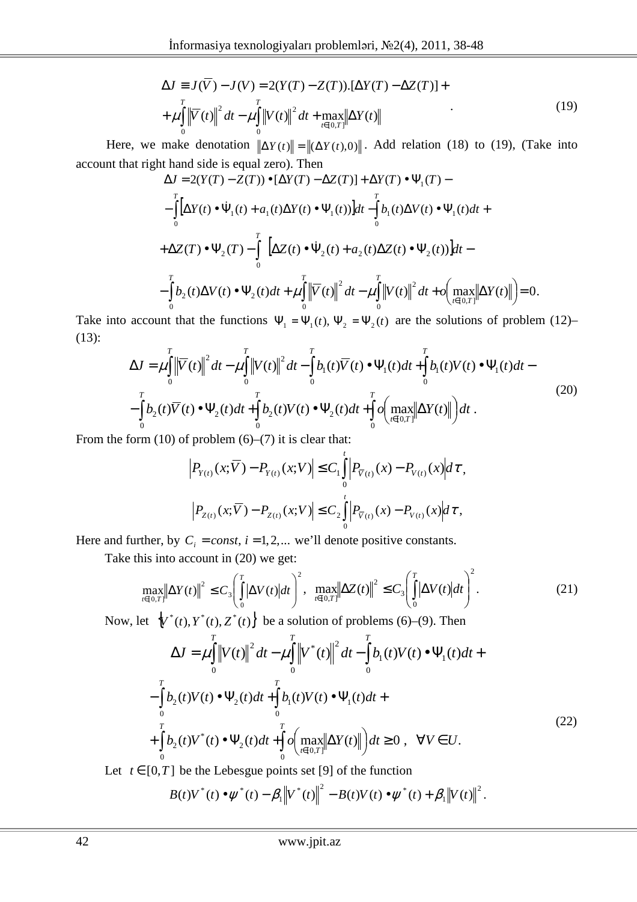$$\Delta J \equiv J(\overline{V}) - J(V) = 2(Y(T) - Z(T)).[\Delta Y(T) - \Delta Z(T)] +$$
$$+\mu \int_0^T \left\|\overline{V}(t)\right\|^2 dt - \mu \int_0^T \left\|V(t)\right\|^2 dt + \max_{t\in[0,T]} \left\|\Delta Y(t)\right\| \qquad . \tag{19}$$

Here, we make denotation $\left\|\Delta Y(t)\right\| = \left\|(\Delta Y(t), 0)\right\|$. Add relation (18) to (19), (Take into account that right hand side is equal zero). Then

$$\Delta J = 2(Y(T) - Z(T)) \bullet [\Delta Y(T) - \Delta Z(T)] + \Delta Y(T) \bullet \Psi_1(T) -$$
$$-\int_0^T \left[\Delta Y(t) \bullet \dot{\Psi}_1(t) + a_1(t)\Delta Y(t) \bullet \Psi_1(t)\right] dt - \int_0^T b_1(t)\Delta V(t) \bullet \Psi_1(t) dt +$$
$$+\Delta Z(T) \bullet \Psi_2(T) - \int_0^T \left[\Delta Z(t) \bullet \dot{\Psi}_2(t) + a_2(t)\Delta Z(t) \bullet \Psi_2(t)\right] dt -$$
$$-\int_0^T b_2(t)\Delta V(t) \bullet \Psi_2(t) dt + \mu \int_0^T \left\|\overline{V}(t)\right\|^2 dt - \mu \int_0^T \left\|V(t)\right\|^2 dt + o\left(\max_{t\in[0,T]} \left\|\Delta Y(t)\right\|\right) = 0.$$

Take into account that the functions $\Psi_1 = \Psi_1(t),\ \Psi_2 = \Psi_2(t)$ are the solutions of problem (12)–(13):

$$\Delta J = \mu \int_0^T \left\|\overline{V}(t)\right\|^2 dt - \mu \int_0^T \left\|V(t)\right\|^2 dt - \int_0^T b_1(t)\overline{V}(t) \bullet \Psi_1(t) dt + \int_0^T b_1(t)V(t) \bullet \Psi_1(t) dt -$$
$$-\int_0^T b_2(t)\overline{V}(t) \bullet \Psi_2(t) dt + \int_0^T b_2(t)V(t) \bullet \Psi_2(t) dt + \int_0^T o\left(\max_{t\in[0,T]} \left\|\Delta Y(t)\right\|\right) dt\ . \tag{20}$$

From the form (10) of problem (6)–(7) it is clear that:

$$\left|P_{Y(t)}(x;\overline{V}) - P_{Y(t)}(x;V)\right| \le C_1 \int_0^t \left|P_{\overline{V}(t)}(x) - P_{V(t)}(x)\right| d\tau,$$
$$\left|P_{Z(t)}(x;\overline{V}) - P_{Z(t)}(x;V)\right| \le C_2 \int_0^t \left|P_{\overline{V}(t)}(x) - P_{V(t)}(x)\right| d\tau,$$

Here and further, by $C_i = const,\ i = 1, 2, \ldots$ we'll denote positive constants.

Take this into account in (20) we get:

$$\max_{t\in[0,T]} \left\|\Delta Y(t)\right\|^2 \le C_3 \left(\int_0^T \left|\Delta V(t)\right| dt\right)^2,\quad \max_{t\in[0,T]} \left\|\Delta Z(t)\right\|^2 \le C_3 \left(\int_0^T \left|\Delta V(t)\right| dt\right)^2. \tag{21}$$

Now, let $\left\{V^*(t), Y^*(t), Z^*(t)\right\}$ be a solution of problems (6)–(9). Then

$$\Delta J = \mu \int_0^T \left\|V(t)\right\|^2 dt - \mu \int_0^T \left\|V^*(t)\right\|^2 dt - \int_0^T b_1(t)V(t) \bullet \Psi_1(t) dt +$$
$$-\int_0^T b_2(t)V(t) \bullet \Psi_2(t) dt + \int_0^T b_1(t)V(t) \bullet \Psi_1(t) dt +$$
$$+\int_0^T b_2(t)V^*(t) \bullet \Psi_2(t) dt + \int_0^T o\left(\max_{t\in[0,T]} \left\|\Delta Y(t)\right\|\right) dt \ge 0\ ,\quad \forall V \in U. \tag{22}$$

Let $t \in [0,T]$ be the Lebesgue points set [9] of the function

$$B(t)V^*(t) \bullet \psi^*(t) - \beta_1 \left\|V^*(t)\right\|^2 - B(t)V(t) \bullet \psi^*(t) + \beta_1 \left\|V(t)\right\|^2.$$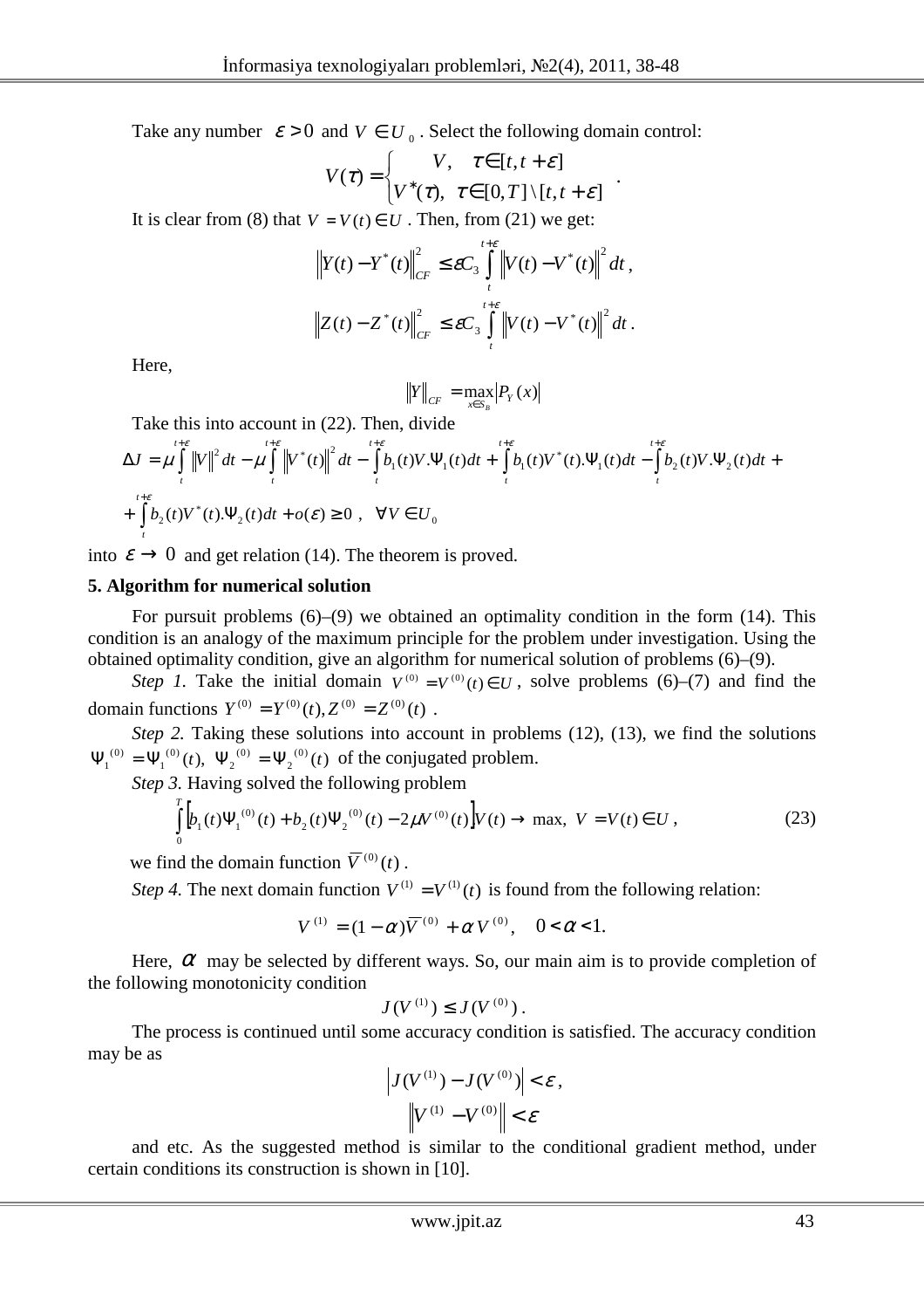Take any number $\varepsilon > 0$ and $V \in U_0$. Select the following domain control:

$$V(\tau) = \begin{cases} V, & \tau \in [t, t+\varepsilon] \\ V^*(\tau), & \tau \in [0,T] \setminus [t, t+\varepsilon] \end{cases}.$$

It is clear from (8) that $V = V(t) \in U$. Then, from (21) we get:

$$\left\| Y(t) - Y^*(t) \right\|_{CF}^2 \le \varepsilon C_3 \int_t^{t+\varepsilon} \left\| V(t) - V^*(t) \right\|^2 dt,$$

$$\left\| Z(t) - Z^*(t) \right\|_{CF}^2 \le \varepsilon C_3 \int_t^{t+\varepsilon} \left\| V(t) - V^*(t) \right\|^2 dt.$$

Here,

$$\|Y\|_{CF} = \max_{x \in S_B} |P_Y(x)|$$

Take this into account in (22). Then, divide

$$\Delta J = \mu \int_t^{t+\varepsilon} \|V\|^2 dt - \mu \int_t^{t+\varepsilon} \left\|V^*(t)\right\|^2 dt - \int_t^{t+\varepsilon} b_1(t) V.\Psi_1(t) dt + \int_t^{t+\varepsilon} b_1(t) V^*(t).\Psi_1(t) dt - \int_t^{t+\varepsilon} b_2(t) V.\Psi_2(t) dt +$$

$$+ \int_t^{t+\varepsilon} b_2(t) V^*(t).\Psi_2(t) dt + o(\varepsilon) \ge 0, \quad \forall V \in U_0$$

into $\varepsilon \to 0$ and get relation (14). The theorem is proved.

## 5. Algorithm for numerical solution

For pursuit problems (6)–(9) we obtained an optimality condition in the form (14). This condition is an analogy of the maximum principle for the problem under investigation. Using the obtained optimality condition, give an algorithm for numerical solution of problems (6)–(9).

*Step 1.* Take the initial domain $V^{(0)} = V^{(0)}(t) \in U$, solve problems (6)–(7) and find the domain functions $Y^{(0)} = Y^{(0)}(t), Z^{(0)} = Z^{(0)}(t)$.

*Step 2.* Taking these solutions into account in problems (12), (13), we find the solutions $\Psi_1^{(0)} = \Psi_1^{(0)}(t),\ \Psi_2^{(0)} = \Psi_2^{(0)}(t)$ of the conjugated problem.

*Step 3.* Having solved the following problem

$$\int_0^T \left[ b_1(t) \Psi_1^{(0)}(t) + b_2(t) \Psi_2^{(0)}(t) - 2\mu V^{(0)}(t) \right] V(t) \to \max,\ V = V(t) \in U, \tag{23}$$

we find the domain function $\overline{V}^{(0)}(t)$.

*Step 4.* The next domain function $V^{(1)} = V^{(1)}(t)$ is found from the following relation:

$$V^{(1)} = (1 - \alpha)\overline{V}^{(0)} + \alpha V^{(0)}, \quad 0 < \alpha < 1.$$

Here, $\alpha$ may be selected by different ways. So, our main aim is to provide completion of the following monotonicity condition

$$J(V^{(1)}) \le J(V^{(0)}).$$

The process is continued until some accuracy condition is satisfied. The accuracy condition may be as

$$\left| J(V^{(1)}) - J(V^{(0)}) \right| < \varepsilon,$$

$$\left\| V^{(1)} - V^{(0)} \right\| < \varepsilon$$

and etc. As the suggested method is similar to the conditional gradient method, under certain conditions its construction is shown in [10].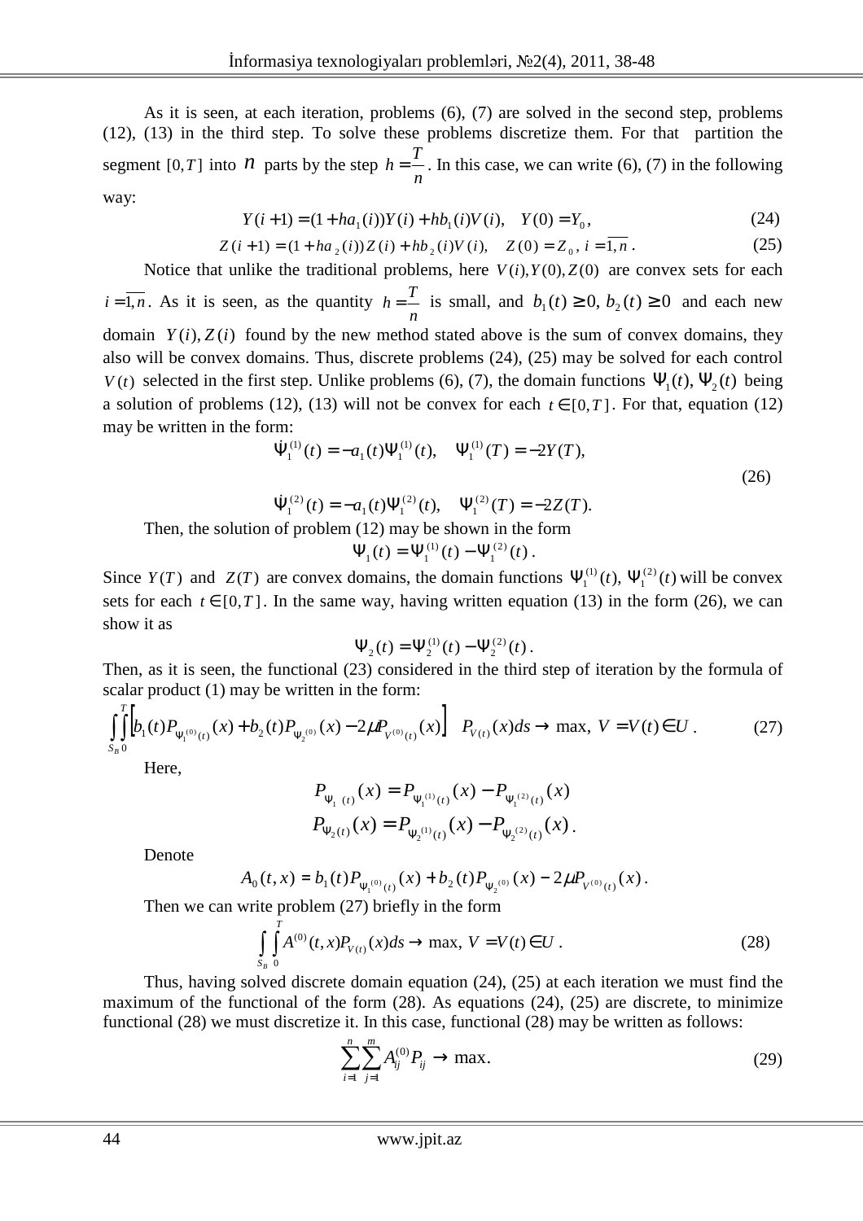As it is seen, at each iteration, problems (6), (7) are solved in the second step, problems (12), (13) in the third step. To solve these problems discretize them. For that partition the segment $[0,T]$ into $n$ parts by the step $h=\frac{T}{n}$. In this case, we can write (6), (7) in the following way:

$$Y(i+1)=(1+ha_1(i))Y(i)+hb_1(i)V(i),\quad Y(0)=Y_0, \tag{24}$$

$$Z(i+1)=(1+ha_2(i))Z(i)+hb_2(i)V(i),\quad Z(0)=Z_0,\ i=\overline{1,n}. \tag{25}$$

Notice that unlike the traditional problems, here $V(i), Y(0), Z(0)$ are convex sets for each $i=\overline{1,n}$. As it is seen, as the quantity $h=\frac{T}{n}$ is small, and $b_1(t)\geq 0,\ b_2(t)\geq 0$ and each new domain $Y(i), Z(i)$ found by the new method stated above is the sum of convex domains, they also will be convex domains. Thus, discrete problems (24), (25) may be solved for each control $V(t)$ selected in the first step. Unlike problems (6), (7), the domain functions $\Psi_1(t), \Psi_2(t)$ being a solution of problems (12), (13) will not be convex for each $t\in[0,T]$. For that, equation (12) may be written in the form:

$$\dot{\Psi}_1^{(1)}(t)=-a_1(t)\Psi_1^{(1)}(t),\quad \Psi_1^{(1)}(T)=-2Y(T),$$

$$\dot{\Psi}_1^{(2)}(t)=-a_1(t)\Psi_1^{(2)}(t),\quad \Psi_1^{(2)}(T)=-2Z(T). \tag{26}$$

Then, the solution of problem (12) may be shown in the form

$$\Psi_1(t)=\Psi_1^{(1)}(t)-\Psi_1^{(2)}(t).$$

Since $Y(T)$ and $Z(T)$ are convex domains, the domain functions $\Psi_1^{(1)}(t), \Psi_1^{(2)}(t)$ will be convex sets for each $t\in[0,T]$. In the same way, having written equation (13) in the form (26), we can show it as

$$\Psi_2(t)=\Psi_2^{(1)}(t)-\Psi_2^{(2)}(t).$$

Then, as it is seen, the functional (23) considered in the third step of iteration by the formula of scalar product (1) may be written in the form:

$$\int_{S_B}\int_0^T\left[b_1(t)P_{\Psi_1^{(0)}(t)}(x)+b_2(t)P_{\Psi_2^{(0)}}(x)-2\mu P_{V^{(0)}(t)}(x)\right]\ P_{V(t)}(x)ds\to\max,\ V=V(t)\in U. \tag{27}$$

Here,

$$P_{\Psi_1(t)}(x)=P_{\Psi_1^{(1)}(t)}(x)-P_{\Psi_1^{(2)}(t)}(x)$$

$$P_{\Psi_2(t)}(x)=P_{\Psi_2^{(1)}(t)}(x)-P_{\Psi_2^{(2)}(t)}(x).$$

Denote

$$A_0(t,x)=b_1(t)P_{\Psi_1^{(0)}(t)}(x)+b_2(t)P_{\Psi_2^{(0)}}(x)-2\mu P_{V^{(0)}(t)}(x).$$

Then we can write problem (27) briefly in the form

$$\int_{S_B}\int_0^T A^{(0)}(t,x)P_{V(t)}(x)ds\to\max,\ V=V(t)\in U. \tag{28}$$

Thus, having solved discrete domain equation (24), (25) at each iteration we must find the maximum of the functional of the form (28). As equations (24), (25) are discrete, to minimize functional (28) we must discretize it. In this case, functional (28) may be written as follows:

$$\sum_{i=1}^{n}\sum_{j=1}^{m}A_{ij}^{(0)}P_{ij}\to\max. \tag{29}$$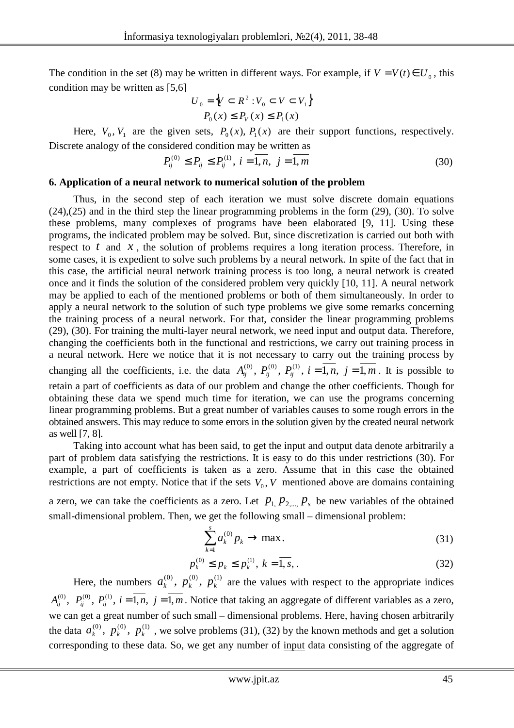The condition in the set (8) may be written in different ways. For example, if $V = V(t) \in U_0$, this condition may be written as [5,6]

$$U_0 = \{V \subset R^2 : V_0 \subset V \subset V_1\}$$

$$P_0(x) \le P_V(x) \le P_1(x)$$

Here, $V_0, V_1$ are the given sets, $P_0(x), P_1(x)$ are their support functions, respectively. Discrete analogy of the considered condition may be written as

$$P_{ij}^{(0)} \le P_{ij} \le P_{ij}^{(1)},\ i = \overline{1,n},\ j = \overline{1,m} \tag{30}$$

### 6. Application of a neural network to numerical solution of the problem

Thus, in the second step of each iteration we must solve discrete domain equations (24),(25) and in the third step the linear programming problems in the form (29), (30). To solve these problems, many complexes of programs have been elaborated [9, 11]. Using these programs, the indicated problem may be solved. But, since discretization is carried out both with respect to $t$ and $x$, the solution of problems requires a long iteration process. Therefore, in some cases, it is expedient to solve such problems by a neural network. In spite of the fact that in this case, the artificial neural network training process is too long, a neural network is created once and it finds the solution of the considered problem very quickly [10, 11]. A neural network may be applied to each of the mentioned problems or both of them simultaneously. In order to apply a neural network to the solution of such type problems we give some remarks concerning the training process of a neural network. For that, consider the linear programming problems (29), (30). For training the multi-layer neural network, we need input and output data. Therefore, changing the coefficients both in the functional and restrictions, we carry out training process in a neural network. Here we notice that it is not necessary to carry out the training process by changing all the coefficients, i.e. the data $A_{ij}^{(0)},\ P_{ij}^{(0)},\ P_{ij}^{(1)},\ i = \overline{1,n},\ j = \overline{1,m}$. It is possible to retain a part of coefficients as data of our problem and change the other coefficients. Though for obtaining these data we spend much time for iteration, we can use the programs concerning linear programming problems. But a great number of variables causes to some rough errors in the obtained answers. This may reduce to some errors in the solution given by the created neural network as well [7, 8].

Taking into account what has been said, to get the input and output data denote arbitrarily a part of problem data satisfying the restrictions. It is easy to do this under restrictions (30). For example, a part of coefficients is taken as a zero. Assume that in this case the obtained restrictions are not empty. Notice that if the sets $V_0, V$ mentioned above are domains containing a zero, we can take the coefficients as a zero. Let $p_1, p_2, ..., p_s$ be new variables of the obtained small-dimensional problem. Then, we get the following small – dimensional problem:

$$\sum_{k=1}^{s} a_k^{(0)} p_k \to \max. \tag{31}$$

$$p_k^{(0)} \le p_k \le p_k^{(1)},\ k = \overline{1,s},. \tag{32}$$

Here, the numbers $a_k^{(0)},\ p_k^{(0)},\ p_k^{(1)}$ are the values with respect to the appropriate indices $A_{ij}^{(0)},\ P_{ij}^{(0)},\ P_{ij}^{(1)},\ i = \overline{1,n},\ j = \overline{1,m}$. Notice that taking an aggregate of different variables as a zero, we can get a great number of such small – dimensional problems. Here, having chosen arbitrarily the data $a_k^{(0)},\ p_k^{(0)},\ p_k^{(1)}$, we solve problems (31), (32) by the known methods and get a solution corresponding to these data. So, we get any number of input data consisting of the aggregate of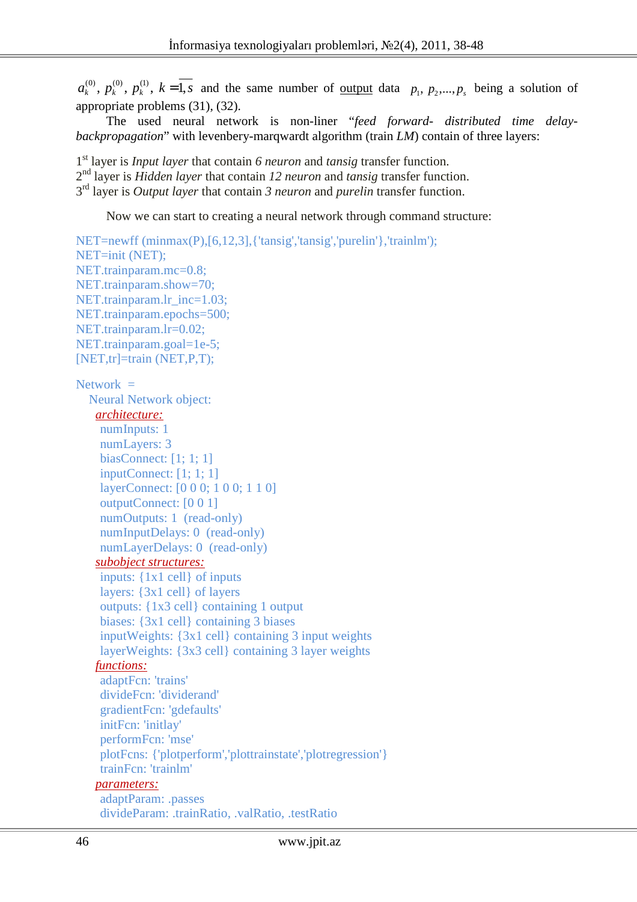$a_k^{(0)}$, $p_k^{(0)}$, $p_k^{(1)}$, $k=\overline{1,s}$ and the same number of output data $p_1, p_2,..., p_s$ being a solution of appropriate problems (31), (32).

The used neural network is non-liner "*feed forward- distributed time delay-backpropagation*" with levenbery-marqwardt algorithm (train *LM*) contain of three layers:

1[st] layer is *Input layer* that contain *6 neuron* and *tansig* transfer function.
2[nd] layer is *Hidden layer* that contain *12 neuron* and *tansig* transfer function.
3[rd] layer is *Output layer* that contain *3 neuron* and *purelin* transfer function.

Now we can start to creating a neural network through command structure:

```
NET=newff (minmax(P),[6,12,3],{'tansig','tansig','purelin'},'trainlm');
NET=init (NET);
NET.trainparam.mc=0.8;
NET.trainparam.show=70;
NET.trainparam.lr_inc=1.03;
NET.trainparam.epochs=500;
NET.trainparam.lr=0.02;
NET.trainparam.goal=1e-5;
[NET,tr]=train (NET,P,T);
```

```
Network  =
   Neural Network object:
     architecture:
       numInputs: 1
       numLayers: 3
       biasConnect: [1; 1; 1]
       inputConnect: [1; 1; 1]
       layerConnect: [0 0 0; 1 0 0; 1 1 0]
       outputConnect: [0 0 1]
       numOutputs: 1  (read-only)
       numInputDelays: 0  (read-only)
       numLayerDelays: 0  (read-only)
     subobject structures:
       inputs: {1x1 cell} of inputs
       layers: {3x1 cell} of layers
       outputs: {1x3 cell} containing 1 output
       biases: {3x1 cell} containing 3 biases
       inputWeights: {3x1 cell} containing 3 input weights
       layerWeights: {3x3 cell} containing 3 layer weights
     functions:
       adaptFcn: 'trains'
       divideFcn: 'dividerand'
       gradientFcn: 'gdefaults'
       initFcn: 'initlay'
       performFcn: 'mse'
       plotFcns: {'plotperform','plottrainstate','plotregression'}
       trainFcn: 'trainlm'
     parameters:
       adaptParam: .passes
       divideParam: .trainRatio, .valRatio, .testRatio
```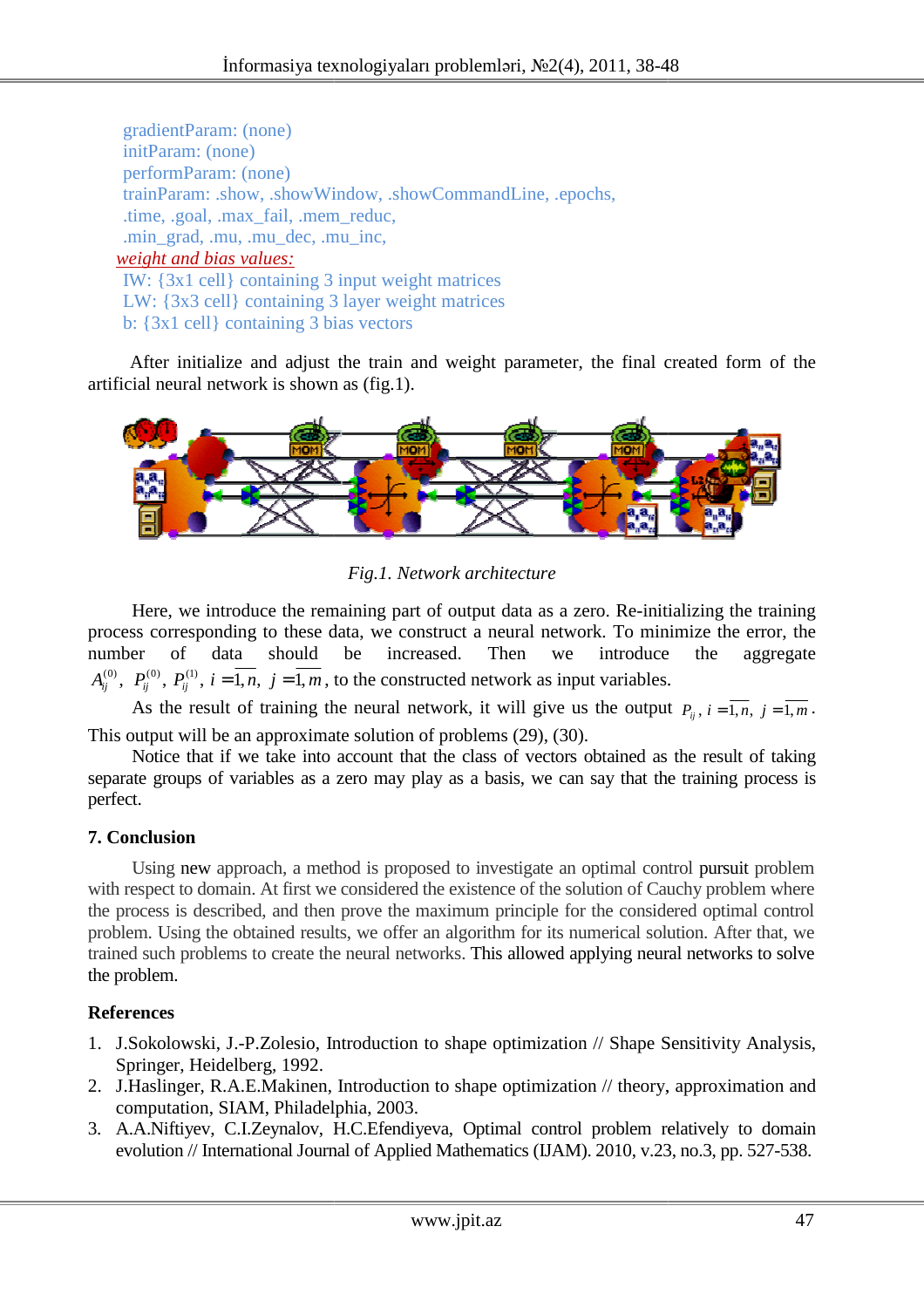gradientParam: (none)
initParam: (none)
performParam: (none)
trainParam: .show, .showWindow, .showCommandLine, .epochs, .time, .goal, .max_fail, .mem_reduc, .min_grad, .mu, .mu_dec, .mu_inc,

*weight and bias values:*

IW: {3x1 cell} containing 3 input weight matrices
LW: {3x3 cell} containing 3 layer weight matrices
b: {3x1 cell} containing 3 bias vectors

After initialize and adjust the train and weight parameter, the final created form of the artificial neural network is shown as (fig.1).

*Fig.1. Network architecture*

Here, we introduce the remaining part of output data as a zero. Re-initializing the training process corresponding to these data, we construct a neural network. To minimize the error, the number of data should be increased. Then we introduce the aggregate $A_{ij}^{(0)}$, $P_{ij}^{(0)}$, $P_{ij}^{(1)}$, $i=\overline{1,n}$, $j=\overline{1,m}$, to the constructed network as input variables.

As the result of training the neural network, it will give us the output $P_{ij}$, $i=\overline{1,n}$, $j=\overline{1,m}$. This output will be an approximate solution of problems (29), (30).

Notice that if we take into account that the class of vectors obtained as the result of taking separate groups of variables as a zero may play as a basis, we can say that the training process is perfect.

## 7. Conclusion

Using new approach, a method is proposed to investigate an optimal control pursuit problem with respect to domain. At first we considered the existence of the solution of Cauchy problem where the process is described, and then prove the maximum principle for the considered optimal control problem. Using the obtained results, we offer an algorithm for its numerical solution. After that, we trained such problems to create the neural networks. This allowed applying neural networks to solve the problem.

## References

1. J.Sokolowski, J.-P.Zolesio, Introduction to shape optimization // Shape Sensitivity Analysis, Springer, Heidelberg, 1992.
2. J.Haslinger, R.A.E.Makinen, Introduction to shape optimization // theory, approximation and computation, SIAM, Philadelphia, 2003.
3. A.A.Niftiyev, C.I.Zeynalov, H.C.Efendiyeva, Optimal control problem relatively to domain evolution // International Journal of Applied Mathematics (IJAM). 2010, v.23, no.3, pp. 527-538.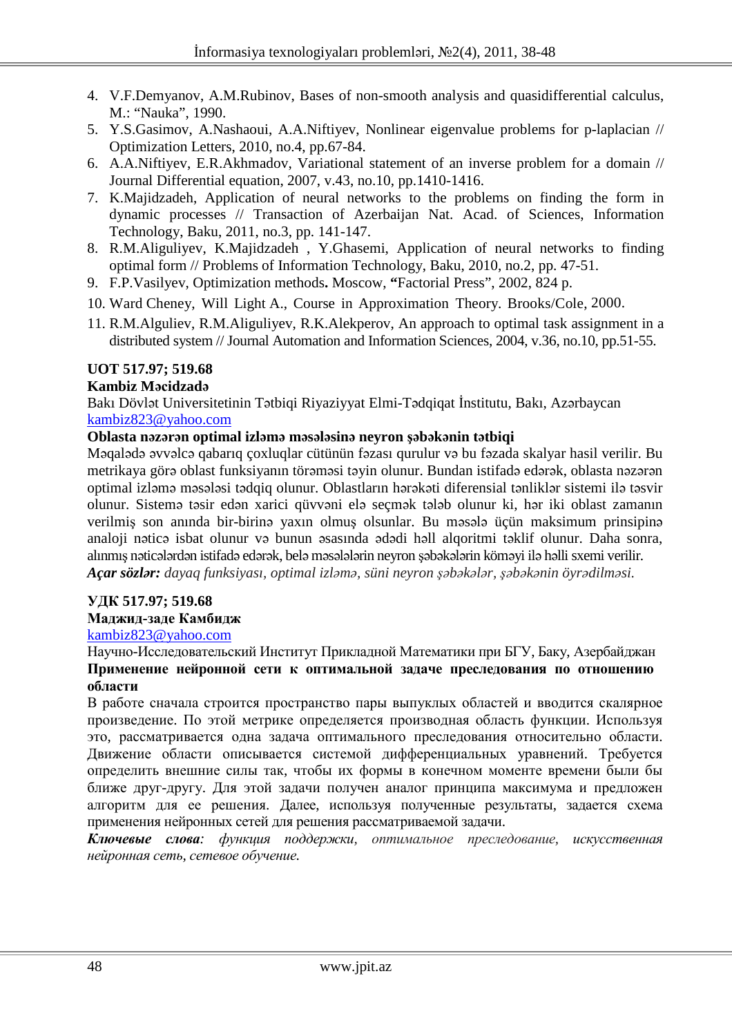4. V.F.Demyanov, A.M.Rubinov, Bases of non-smooth analysis and quasidifferential calculus, M.: "Nauka", 1990.
5. Y.S.Gasimov, A.Nashaoui, A.A.Niftiyev, Nonlinear eigenvalue problems for p-laplacian // Optimization Letters, 2010, no.4, pp.67-84.
6. A.A.Niftiyev, E.R.Akhmadov, Variational statement of an inverse problem for a domain // Journal Differential equation, 2007, v.43, no.10, pp.1410-1416.
7. K.Majidzadeh, Application of neural networks to the problems on finding the form in dynamic processes // Transaction of Azerbaijan Nat. Acad. of Sciences, Information Technology, Baku, 2011, no.3, pp. 141-147.
8. R.M.Aliguliyev, K.Majidzadeh , Y.Ghasemi, Application of neural networks to finding optimal form // Problems of Information Technology, Baku, 2010, no.2, pp. 47-51.
9. F.P.Vasilyev, Optimization methods**.** Moscow, **"**Factorial Press", 2002, 824 p.
10. Ward Cheney, Will Light A., Course in Approximation Theory. Brooks/Cole, 2000.
11. R.M.Alguliev, R.M.Aliguliyev, R.K.Alekperov, An approach to optimal task assignment in a distributed system // Journal Automation and Information Sciences, 2004, v.36, no.10, pp.51-55.

**UOT 517.97; 519.68**

**Kambiz Məcidzadə**

Bakı Dövlət Universitetinin Tətbiqi Riyaziyyat Elmi-Tədqiqat İnstitutu, Bakı, Azərbaycan
kambiz823@yahoo.com

**Oblasta nəzərən optimal izləmə məsələsinə neyron şəbəkənin tətbiqi**

Məqalədə əvvəlcə qabarıq çoxluqlar cütünün fəzası qurulur və bu fəzada skalyar hasil verilir. Bu metrikaya görə oblast funksiyanın törəməsi təyin olunur. Bundan istifadə edərək, oblasta nəzərən optimal izləmə məsələsi tədqiq olunur. Oblastların hərəkəti diferensial tənliklər sistemi ilə təsvir olunur. Sistemə təsir edən xarici qüvvəni elə seçmək tələb olunur ki, hər iki oblast zamanın verilmiş son anında bir-birinə yaxın olmuş olsunlar. Bu məsələ üçün maksimum prinsipinə analoji nəticə isbat olunur və bunun əsasında ədədi həll alqoritmi təklif olunur. Daha sonra, alınmış nəticələrdən istifadə edərək, belə məsələlərin neyron şəbəkələrin köməyi ilə həlli sxemi verilir.

***Açar sözlər:*** *dayaq funksiyası, optimal izləmə, süni neyron şəbəkələr, şəbəkənin öyrədilməsi.*

**УДК 517.97; 519.68**

**Маджид-заде Камбидж**

kambiz823@yahoo.com

Научно-Исследовательский Институт Прикладной Математики при БГУ, Баку, Азербайджан

**Применение нейронной сети к оптимальной задаче преследования по отношению области**

В работе сначала строится пространство пары выпуклых областей и вводится скалярное произведение. По этой метрике определяется производная область функции. Используя это, рассматривается одна задача оптимального преследования относительно области. Движение области описывается системой дифференциальных уравнений. Требуется определить внешние силы так, чтобы их формы в конечном моменте времени были бы ближе друг-другу. Для этой задачи получен аналог принципа максимума и предложен алгоритм для ее решения. Далее, используя полученные результаты, задается схема применения нейронных сетей для решения рассматриваемой задачи.

***Ключевые слова:*** *функция поддержки, оптимальное преследование, искусственная нейронная сеть, сетевое обучение.*